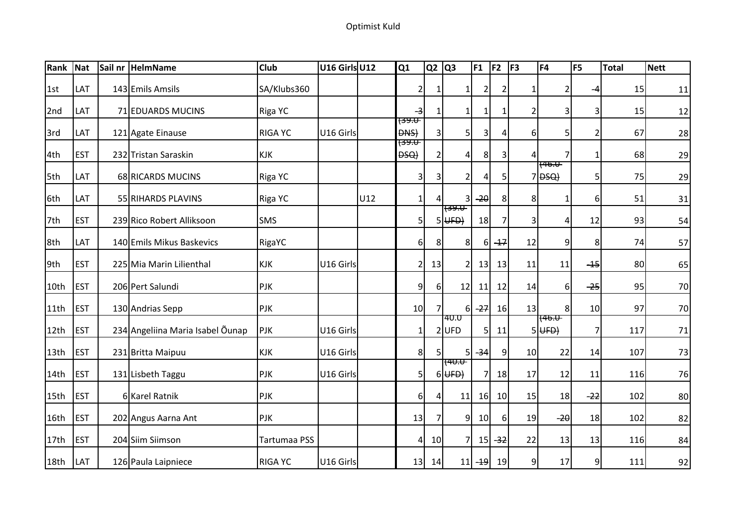# Optimist Kuld

| Rank | Nat | Sail nr | HelmName | Club | U16 Girls | U12 | Q1 | Q2 | Q3 | F1 | F2 | F3 | F4 | F5 | Total | Nett |
|---|---|---|---|---|---|---|---|---|---|---|---|---|---|---|---|---|
| 1st | LAT | 143 | Emils Amsils | SA/Klubs360 | | | 2 | 1 | 1 | 2 | 2 | 1 | 2 | ~~4~~ | 15 | 11 |
| 2nd | LAT | 71 | EDUARDS MUCINS | Riga YC | | | ~~3~~ | 1 | 1 | 1 | 1 | 2 | 3 | 3 | 15 | 12 |
| 3rd | LAT | 121 | Agate Einause | RIGA YC | U16 Girls | | ~~(39.0 DNS)~~ | 3 | 5 | 3 | 4 | 6 | 5 | 2 | 67 | 28 |
| 4th | EST | 232 | Tristan Saraskin | KJK | | | ~~(39.0 DSQ)~~ | 2 | 4 | 8 | 3 | 4 | 7 | 1 | 68 | 29 |
| 5th | LAT | 68 | RICARDS MUCINS | Riga YC | | | 3 | 3 | 2 | 4 | 5 | 7 | ~~(46.0 DSQ)~~ | 5 | 75 | 29 |
| 6th | LAT | 55 | RIHARDS PLAVINS | Riga YC | | U12 | 1 | 4 | 3 | ~~20~~ | 8 | 8 | 1 | 6 | 51 | 31 |
| 7th | EST | 239 | Rico Robert Alliksoon | SMS | | | 5 | 5 | ~~(39.0 UFD)~~ | 18 | 7 | 3 | 4 | 12 | 93 | 54 |
| 8th | LAT | 140 | Emils Mikus Baskevics | RigaYC | | | 6 | 8 | 8 | 6 | ~~17~~ | 12 | 9 | 8 | 74 | 57 |
| 9th | EST | 225 | Mia Marin Lilienthal | KJK | U16 Girls | | 2 | 13 | 2 | 13 | 13 | 11 | 11 | ~~15~~ | 80 | 65 |
| 10th | EST | 206 | Pert Salundi | PJK | | | 9 | 6 | 12 | 11 | 12 | 14 | 6 | ~~25~~ | 95 | 70 |
| 11th | EST | 130 | Andrias Sepp | PJK | | | 10 | 7 | 6 | ~~27~~ | 16 | 13 | 8 | 10 | 97 | 70 |
| 12th | EST | 234 | Angeliina Maria Isabel Õunap | PJK | U16 Girls | | 1 | 2 | 40.0 UFD | 5 | 11 | 5 | ~~(46.0 UFD)~~ | 7 | 117 | 71 |
| 13th | EST | 231 | Britta Maipuu | KJK | U16 Girls | | 8 | 5 | 5 | ~~34~~ | 9 | 10 | 22 | 14 | 107 | 73 |
| 14th | EST | 131 | Lisbeth Taggu | PJK | U16 Girls | | 5 | 6 | ~~(40.0 UFD)~~ | 7 | 18 | 17 | 12 | 11 | 116 | 76 |
| 15th | EST | 6 | Karel Ratnik | PJK | | | 6 | 4 | 11 | 16 | 10 | 15 | 18 | ~~22~~ | 102 | 80 |
| 16th | EST | 202 | Angus Aarna Ant | PJK | | | 13 | 7 | 9 | 10 | 6 | 19 | ~~20~~ | 18 | 102 | 82 |
| 17th | EST | 204 | Siim Siimson | Tartumaa PSS | | | 4 | 10 | 7 | 15 | ~~32~~ | 22 | 13 | 13 | 116 | 84 |
| 18th | LAT | 126 | Paula Laipniece | RIGA YC | U16 Girls | | 13 | 14 | 11 | ~~19~~ | 19 | 9 | 17 | 9 | 111 | 92 |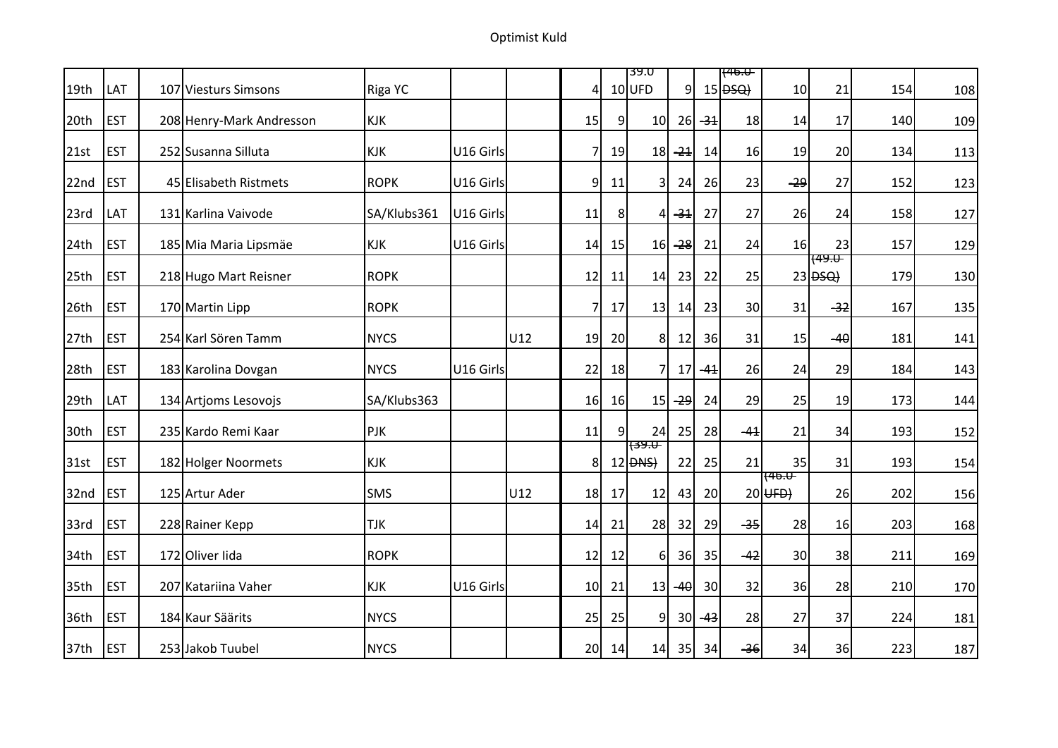| | | | | | | | | | | | | | | | | |
|---|---|---|---|---|---|---|---|---|---|---|---|---|---|---|---|---|
| 19th | LAT | 107 | Viesturs Simsons | Riga YC | | | 4 | 10 | 39.0 UFD | 9 | 15 | ~~(46.0 DSQ)~~ | 10 | 21 | 154 | 108 |
| 20th | EST | 208 | Henry-Mark Andresson | KJK | | | 15 | 9 | 10 | 26 | ~~31~~ | 18 | 14 | 17 | 140 | 109 |
| 21st | EST | 252 | Susanna Silluta | KJK | U16 Girls | | 7 | 19 | 18 | ~~21~~ | 14 | 16 | 19 | 20 | 134 | 113 |
| 22nd | EST | 45 | Elisabeth Ristmets | ROPK | U16 Girls | | 9 | 11 | 3 | 24 | 26 | 23 | ~~29~~ | 27 | 152 | 123 |
| 23rd | LAT | 131 | Karlina Vaivode | SA/Klubs361 | U16 Girls | | 11 | 8 | 4 | ~~31~~ | 27 | 27 | 26 | 24 | 158 | 127 |
| 24th | EST | 185 | Mia Maria Lipsmäe | KJK | U16 Girls | | 14 | 15 | 16 | ~~28~~ | 21 | 24 | 16 | 23 | 157 | 129 |
| 25th | EST | 218 | Hugo Mart Reisner | ROPK | | | 12 | 11 | 14 | 23 | 22 | 25 | 23 | ~~(49.0 DSQ)~~ | 179 | 130 |
| 26th | EST | 170 | Martin Lipp | ROPK | | | 7 | 17 | 13 | 14 | 23 | 30 | 31 | ~~32~~ | 167 | 135 |
| 27th | EST | 254 | Karl Sören Tamm | NYCS | | U12 | 19 | 20 | 8 | 12 | 36 | 31 | 15 | ~~40~~ | 181 | 141 |
| 28th | EST | 183 | Karolina Dovgan | NYCS | U16 Girls | | 22 | 18 | 7 | 17 | ~~41~~ | 26 | 24 | 29 | 184 | 143 |
| 29th | LAT | 134 | Artjoms Lesovojs | SA/Klubs363 | | | 16 | 16 | 15 | ~~29~~ | 24 | 29 | 25 | 19 | 173 | 144 |
| 30th | EST | 235 | Kardo Remi Kaar | PJK | | | 11 | 9 | 24 | 25 | 28 | ~~41~~ | 21 | 34 | 193 | 152 |
| 31st | EST | 182 | Holger Noormets | KJK | | | 8 | 12 | ~~(39.0 DNS)~~ | 22 | 25 | 21 | 35 | 31 | 193 | 154 |
| 32nd | EST | 125 | Artur Ader | SMS | | U12 | 18 | 17 | 12 | 43 | 20 | 20 | ~~(46.0 UFD)~~ | 26 | 202 | 156 |
| 33rd | EST | 228 | Rainer Kepp | TJK | | | 14 | 21 | 28 | 32 | 29 | ~~35~~ | 28 | 16 | 203 | 168 |
| 34th | EST | 172 | Oliver Iida | ROPK | | | 12 | 12 | 6 | 36 | 35 | ~~42~~ | 30 | 38 | 211 | 169 |
| 35th | EST | 207 | Katariina Vaher | KJK | U16 Girls | | 10 | 21 | 13 | ~~40~~ | 30 | 32 | 36 | 28 | 210 | 170 |
| 36th | EST | 184 | Kaur Säärits | NYCS | | | 25 | 25 | 9 | 30 | ~~43~~ | 28 | 27 | 37 | 224 | 181 |
| 37th | EST | 253 | Jakob Tuubel | NYCS | | | 20 | 14 | 14 | 35 | 34 | ~~36~~ | 34 | 36 | 223 | 187 |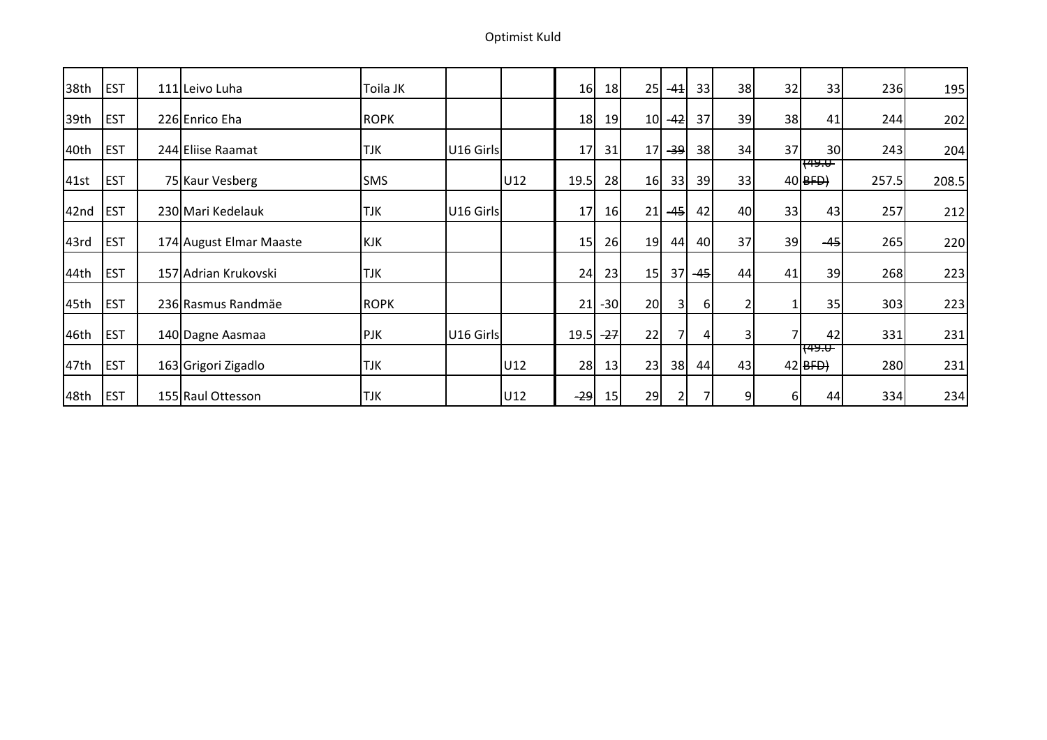| | | | | | | | | | | | | | | | | |
|---|---|---|---|---|---|---|---|---|---|---|---|---|---|---|---|---|
| 38th | EST | 111 | Leivo Luha | Toila JK | | | 16 | 18 | 25 | ~~-41~~ | 33 | 38 | 32 | 33 | 236 | 195 |
| 39th | EST | 226 | Enrico Eha | ROPK | | | 18 | 19 | 10 | ~~-42~~ | 37 | 39 | 38 | 41 | 244 | 202 |
| 40th | EST | 244 | Eliise Raamat | TJK | U16 Girls | | 17 | 31 | 17 | ~~-39~~ | 38 | 34 | 37 | 30 | 243 | 204 |
| 41st | EST | 75 | Kaur Vesberg | SMS | | U12 | 19.5 | 28 | 16 | 33 | 39 | 33 | 40 | ~~(49.0 BFD)~~ | 257.5 | 208.5 |
| 42nd | EST | 230 | Mari Kedelauk | TJK | U16 Girls | | 17 | 16 | 21 | ~~-45~~ | 42 | 40 | 33 | 43 | 257 | 212 |
| 43rd | EST | 174 | August Elmar Maaste | KJK | | | 15 | 26 | 19 | 44 | 40 | 37 | 39 | ~~-45~~ | 265 | 220 |
| 44th | EST | 157 | Adrian Krukovski | TJK | | | 24 | 23 | 15 | 37 | ~~-45~~ | 44 | 41 | 39 | 268 | 223 |
| 45th | EST | 236 | Rasmus Randmäe | ROPK | | | 21 | -30 | 20 | 3 | 6 | 2 | 1 | 35 | 303 | 223 |
| 46th | EST | 140 | Dagne Aasmaa | PJK | U16 Girls | | 19.5 | ~~-27~~ | 22 | 7 | 4 | 3 | 7 | 42 | 331 | 231 |
| 47th | EST | 163 | Grigori Zigadlo | TJK | | U12 | 28 | 13 | 23 | 38 | 44 | 43 | 42 | ~~(49.0 BFD)~~ | 280 | 231 |
| 48th | EST | 155 | Raul Ottesson | TJK | | U12 | ~~-29~~ | 15 | 29 | 2 | 7 | 9 | 6 | 44 | 334 | 234 |